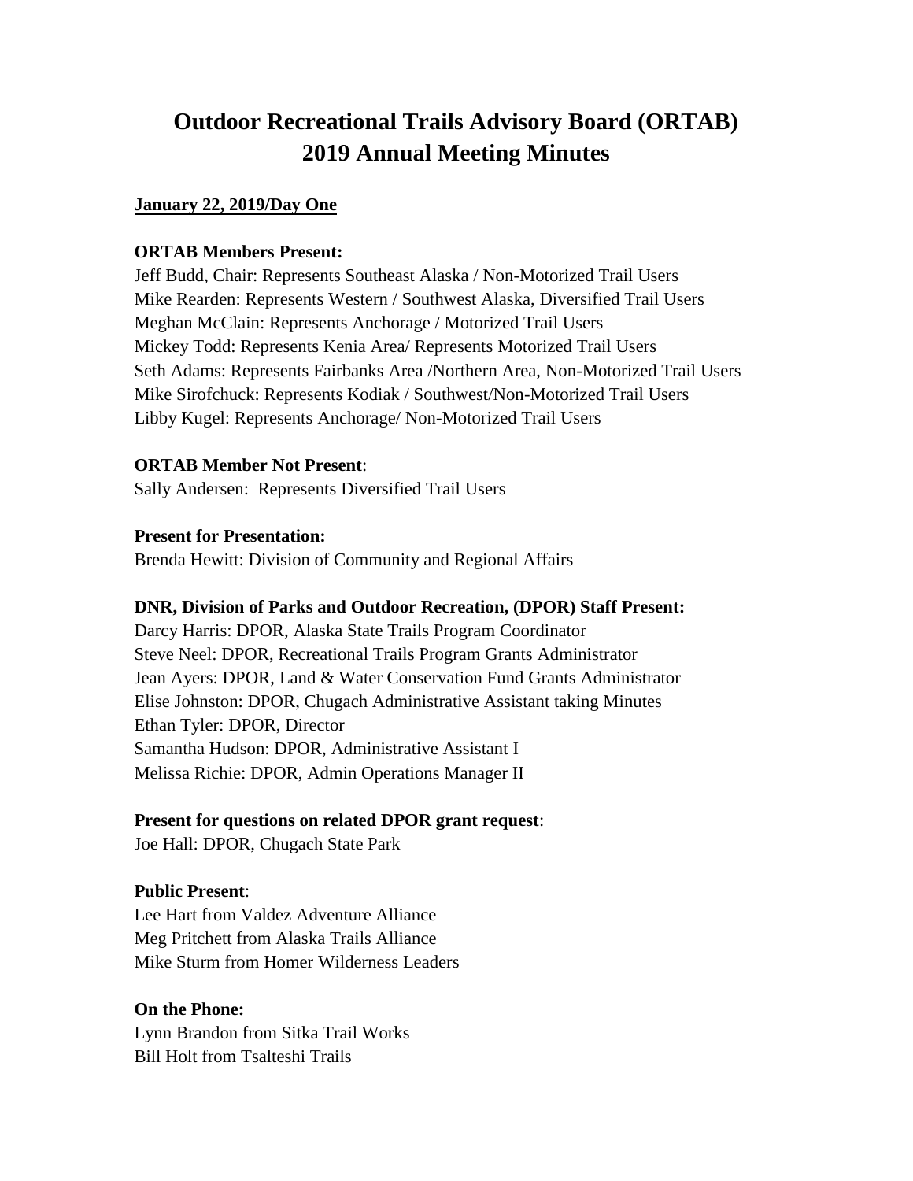# Outdoor Recreational Trails Advisory Board (ORTAB)
# 2019 Annual Meeting Minutes

**January 22, 2019/Day One**

**ORTAB Members Present:**

Jeff Budd, Chair: Represents Southeast Alaska / Non-Motorized Trail Users
Mike Rearden: Represents Western / Southwest Alaska, Diversified Trail Users
Meghan McClain: Represents Anchorage / Motorized Trail Users
Mickey Todd: Represents Kenia Area/ Represents Motorized Trail Users
Seth Adams: Represents Fairbanks Area /Northern Area, Non-Motorized Trail Users
Mike Sirofchuck: Represents Kodiak / Southwest/Non-Motorized Trail Users
Libby Kugel: Represents Anchorage/ Non-Motorized Trail Users

**ORTAB Member Not Present**:

Sally Andersen: Represents Diversified Trail Users

**Present for Presentation:**

Brenda Hewitt: Division of Community and Regional Affairs

**DNR, Division of Parks and Outdoor Recreation, (DPOR) Staff Present:**

Darcy Harris: DPOR, Alaska State Trails Program Coordinator
Steve Neel: DPOR, Recreational Trails Program Grants Administrator
Jean Ayers: DPOR, Land & Water Conservation Fund Grants Administrator
Elise Johnston: DPOR, Chugach Administrative Assistant taking Minutes
Ethan Tyler: DPOR, Director
Samantha Hudson: DPOR, Administrative Assistant I
Melissa Richie: DPOR, Admin Operations Manager II

**Present for questions on related DPOR grant request**:

Joe Hall: DPOR, Chugach State Park

**Public Present**:

Lee Hart from Valdez Adventure Alliance
Meg Pritchett from Alaska Trails Alliance
Mike Sturm from Homer Wilderness Leaders

**On the Phone:**

Lynn Brandon from Sitka Trail Works
Bill Holt from Tsalteshi Trails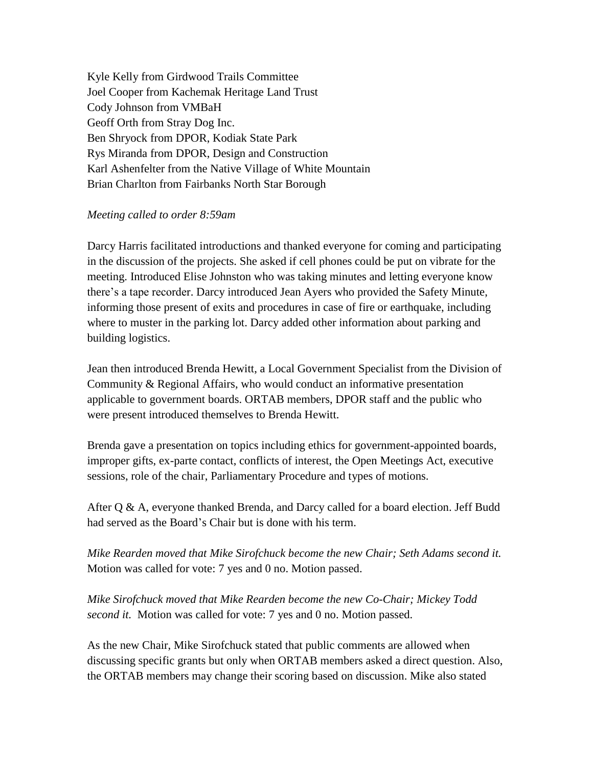Kyle Kelly from Girdwood Trails Committee
Joel Cooper from Kachemak Heritage Land Trust
Cody Johnson from VMBaH
Geoff Orth from Stray Dog Inc.
Ben Shryock from DPOR, Kodiak State Park
Rys Miranda from DPOR, Design and Construction
Karl Ashenfelter from the Native Village of White Mountain
Brian Charlton from Fairbanks North Star Borough

*Meeting called to order 8:59am*

Darcy Harris facilitated introductions and thanked everyone for coming and participating in the discussion of the projects. She asked if cell phones could be put on vibrate for the meeting. Introduced Elise Johnston who was taking minutes and letting everyone know there's a tape recorder. Darcy introduced Jean Ayers who provided the Safety Minute, informing those present of exits and procedures in case of fire or earthquake, including where to muster in the parking lot. Darcy added other information about parking and building logistics.

Jean then introduced Brenda Hewitt, a Local Government Specialist from the Division of Community & Regional Affairs, who would conduct an informative presentation applicable to government boards. ORTAB members, DPOR staff and the public who were present introduced themselves to Brenda Hewitt.

Brenda gave a presentation on topics including ethics for government-appointed boards, improper gifts, ex-parte contact, conflicts of interest, the Open Meetings Act, executive sessions, role of the chair, Parliamentary Procedure and types of motions.

After Q & A, everyone thanked Brenda, and Darcy called for a board election. Jeff Budd had served as the Board's Chair but is done with his term.

*Mike Rearden moved that Mike Sirofchuck become the new Chair; Seth Adams second it.* Motion was called for vote: 7 yes and 0 no. Motion passed.

*Mike Sirofchuck moved that Mike Rearden become the new Co-Chair; Mickey Todd second it.* Motion was called for vote: 7 yes and 0 no. Motion passed.

As the new Chair, Mike Sirofchuck stated that public comments are allowed when discussing specific grants but only when ORTAB members asked a direct question. Also, the ORTAB members may change their scoring based on discussion. Mike also stated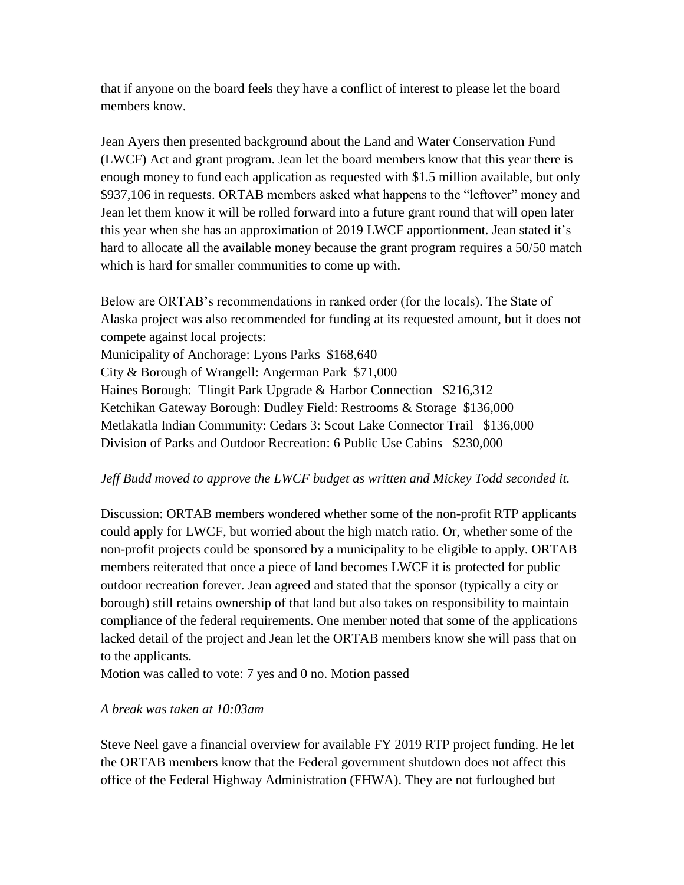that if anyone on the board feels they have a conflict of interest to please let the board members know.

Jean Ayers then presented background about the Land and Water Conservation Fund (LWCF) Act and grant program. Jean let the board members know that this year there is enough money to fund each application as requested with $1.5 million available, but only $937,106 in requests. ORTAB members asked what happens to the "leftover" money and Jean let them know it will be rolled forward into a future grant round that will open later this year when she has an approximation of 2019 LWCF apportionment. Jean stated it's hard to allocate all the available money because the grant program requires a 50/50 match which is hard for smaller communities to come up with.

Below are ORTAB's recommendations in ranked order (for the locals). The State of Alaska project was also recommended for funding at its requested amount, but it does not compete against local projects:

Municipality of Anchorage: Lyons Parks  $168,640
City & Borough of Wrangell: Angerman Park  $71,000
Haines Borough:  Tlingit Park Upgrade & Harbor Connection   $216,312
Ketchikan Gateway Borough: Dudley Field: Restrooms & Storage  $136,000
Metlakatla Indian Community: Cedars 3: Scout Lake Connector Trail   $136,000
Division of Parks and Outdoor Recreation: 6 Public Use Cabins   $230,000

*Jeff Budd moved to approve the LWCF budget as written and Mickey Todd seconded it.*

Discussion: ORTAB members wondered whether some of the non-profit RTP applicants could apply for LWCF, but worried about the high match ratio. Or, whether some of the non-profit projects could be sponsored by a municipality to be eligible to apply. ORTAB members reiterated that once a piece of land becomes LWCF it is protected for public outdoor recreation forever. Jean agreed and stated that the sponsor (typically a city or borough) still retains ownership of that land but also takes on responsibility to maintain compliance of the federal requirements. One member noted that some of the applications lacked detail of the project and Jean let the ORTAB members know she will pass that on to the applicants.

Motion was called to vote: 7 yes and 0 no. Motion passed

*A break was taken at 10:03am*

Steve Neel gave a financial overview for available FY 2019 RTP project funding. He let the ORTAB members know that the Federal government shutdown does not affect this office of the Federal Highway Administration (FHWA). They are not furloughed but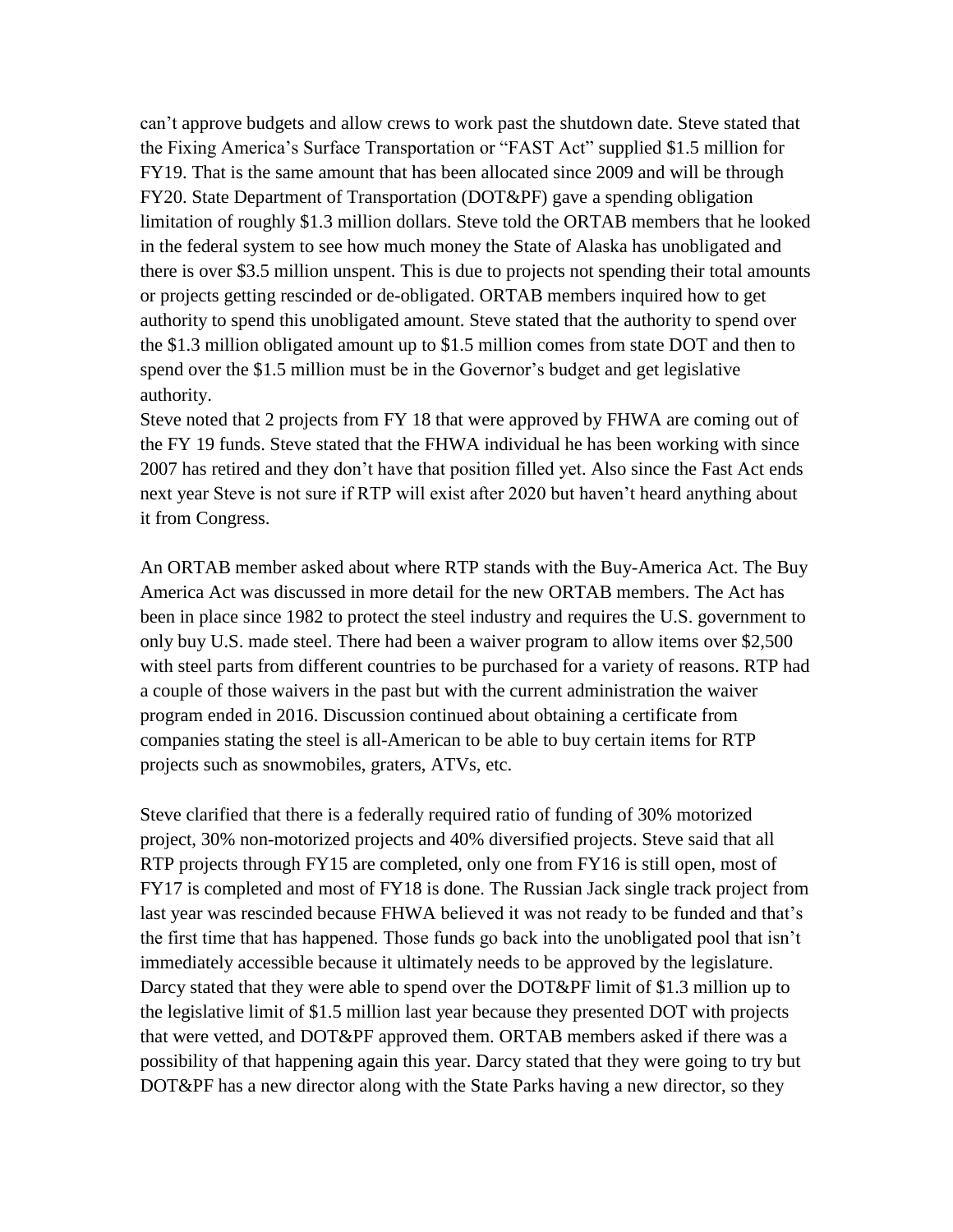can't approve budgets and allow crews to work past the shutdown date. Steve stated that the Fixing America's Surface Transportation or "FAST Act" supplied $1.5 million for FY19. That is the same amount that has been allocated since 2009 and will be through FY20. State Department of Transportation (DOT&PF) gave a spending obligation limitation of roughly $1.3 million dollars. Steve told the ORTAB members that he looked in the federal system to see how much money the State of Alaska has unobligated and there is over $3.5 million unspent. This is due to projects not spending their total amounts or projects getting rescinded or de-obligated. ORTAB members inquired how to get authority to spend this unobligated amount. Steve stated that the authority to spend over the $1.3 million obligated amount up to $1.5 million comes from state DOT and then to spend over the $1.5 million must be in the Governor's budget and get legislative authority.
Steve noted that 2 projects from FY 18 that were approved by FHWA are coming out of the FY 19 funds. Steve stated that the FHWA individual he has been working with since 2007 has retired and they don't have that position filled yet. Also since the Fast Act ends next year Steve is not sure if RTP will exist after 2020 but haven't heard anything about it from Congress.

An ORTAB member asked about where RTP stands with the Buy-America Act. The Buy America Act was discussed in more detail for the new ORTAB members. The Act has been in place since 1982 to protect the steel industry and requires the U.S. government to only buy U.S. made steel. There had been a waiver program to allow items over $2,500 with steel parts from different countries to be purchased for a variety of reasons. RTP had a couple of those waivers in the past but with the current administration the waiver program ended in 2016. Discussion continued about obtaining a certificate from companies stating the steel is all-American to be able to buy certain items for RTP projects such as snowmobiles, graters, ATVs, etc.

Steve clarified that there is a federally required ratio of funding of 30% motorized project, 30% non-motorized projects and 40% diversified projects. Steve said that all RTP projects through FY15 are completed, only one from FY16 is still open, most of FY17 is completed and most of FY18 is done. The Russian Jack single track project from last year was rescinded because FHWA believed it was not ready to be funded and that's the first time that has happened. Those funds go back into the unobligated pool that isn't immediately accessible because it ultimately needs to be approved by the legislature. Darcy stated that they were able to spend over the DOT&PF limit of $1.3 million up to the legislative limit of $1.5 million last year because they presented DOT with projects that were vetted, and DOT&PF approved them. ORTAB members asked if there was a possibility of that happening again this year. Darcy stated that they were going to try but DOT&PF has a new director along with the State Parks having a new director, so they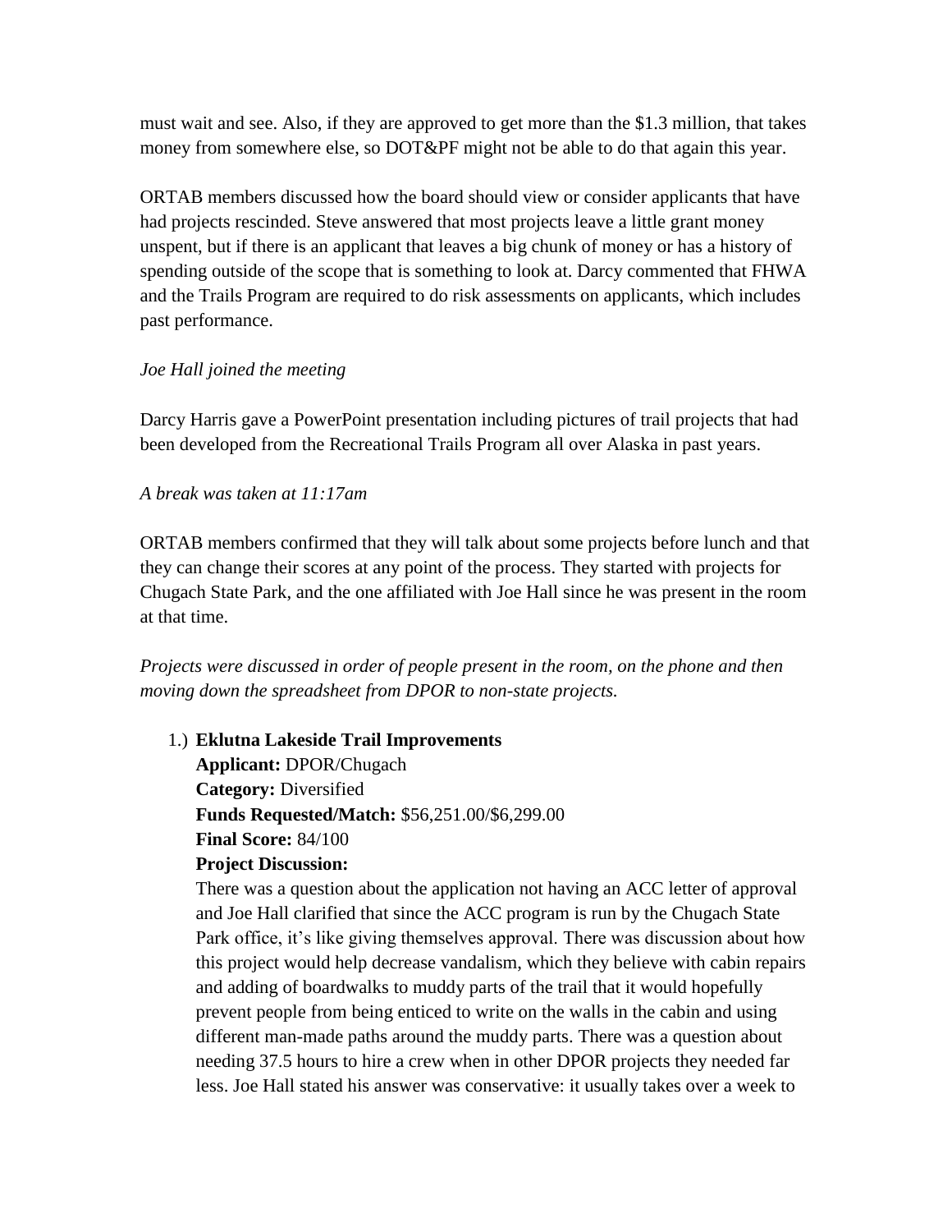must wait and see. Also, if they are approved to get more than the $1.3 million, that takes money from somewhere else, so DOT&PF might not be able to do that again this year.

ORTAB members discussed how the board should view or consider applicants that have had projects rescinded. Steve answered that most projects leave a little grant money unspent, but if there is an applicant that leaves a big chunk of money or has a history of spending outside of the scope that is something to look at. Darcy commented that FHWA and the Trails Program are required to do risk assessments on applicants, which includes past performance.

*Joe Hall joined the meeting*

Darcy Harris gave a PowerPoint presentation including pictures of trail projects that had been developed from the Recreational Trails Program all over Alaska in past years.

*A break was taken at 11:17am*

ORTAB members confirmed that they will talk about some projects before lunch and that they can change their scores at any point of the process. They started with projects for Chugach State Park, and the one affiliated with Joe Hall since he was present in the room at that time.

*Projects were discussed in order of people present in the room, on the phone and then moving down the spreadsheet from DPOR to non-state projects.*

1.) **Eklutna Lakeside Trail Improvements**
   **Applicant:** DPOR/Chugach
   **Category:** Diversified
   **Funds Requested/Match:** $56,251.00/$6,299.00
   **Final Score:** 84/100
   **Project Discussion:**
   There was a question about the application not having an ACC letter of approval and Joe Hall clarified that since the ACC program is run by the Chugach State Park office, it's like giving themselves approval. There was discussion about how this project would help decrease vandalism, which they believe with cabin repairs and adding of boardwalks to muddy parts of the trail that it would hopefully prevent people from being enticed to write on the walls in the cabin and using different man-made paths around the muddy parts. There was a question about needing 37.5 hours to hire a crew when in other DPOR projects they needed far less. Joe Hall stated his answer was conservative: it usually takes over a week to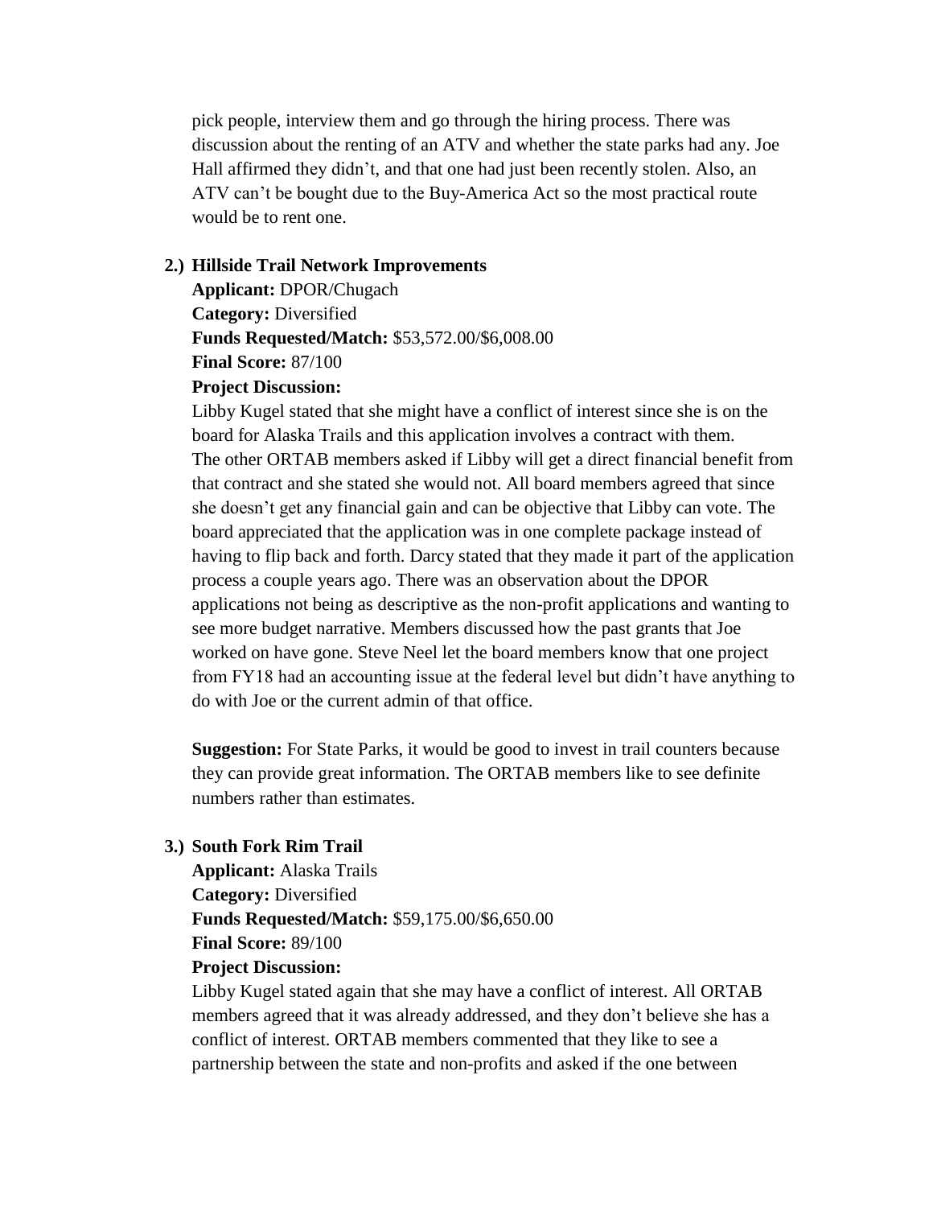pick people, interview them and go through the hiring process. There was discussion about the renting of an ATV and whether the state parks had any. Joe Hall affirmed they didn't, and that one had just been recently stolen. Also, an ATV can't be bought due to the Buy-America Act so the most practical route would be to rent one.

**2.) Hillside Trail Network Improvements**

**Applicant:** DPOR/Chugach
**Category:** Diversified
**Funds Requested/Match:** $53,572.00/$6,008.00
**Final Score:** 87/100
**Project Discussion:**

Libby Kugel stated that she might have a conflict of interest since she is on the board for Alaska Trails and this application involves a contract with them. The other ORTAB members asked if Libby will get a direct financial benefit from that contract and she stated she would not. All board members agreed that since she doesn't get any financial gain and can be objective that Libby can vote. The board appreciated that the application was in one complete package instead of having to flip back and forth. Darcy stated that they made it part of the application process a couple years ago. There was an observation about the DPOR applications not being as descriptive as the non-profit applications and wanting to see more budget narrative. Members discussed how the past grants that Joe worked on have gone. Steve Neel let the board members know that one project from FY18 had an accounting issue at the federal level but didn't have anything to do with Joe or the current admin of that office.

**Suggestion:** For State Parks, it would be good to invest in trail counters because they can provide great information. The ORTAB members like to see definite numbers rather than estimates.

**3.) South Fork Rim Trail**

**Applicant:** Alaska Trails
**Category:** Diversified
**Funds Requested/Match:** $59,175.00/$6,650.00
**Final Score:** 89/100
**Project Discussion:**

Libby Kugel stated again that she may have a conflict of interest. All ORTAB members agreed that it was already addressed, and they don't believe she has a conflict of interest. ORTAB members commented that they like to see a partnership between the state and non-profits and asked if the one between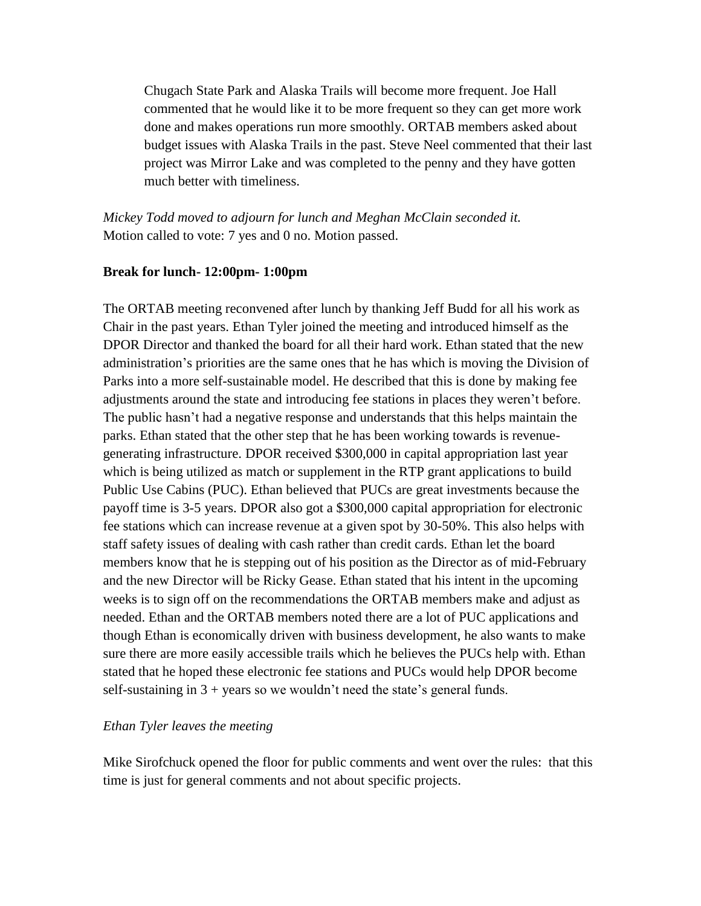Chugach State Park and Alaska Trails will become more frequent. Joe Hall commented that he would like it to be more frequent so they can get more work done and makes operations run more smoothly. ORTAB members asked about budget issues with Alaska Trails in the past. Steve Neel commented that their last project was Mirror Lake and was completed to the penny and they have gotten much better with timeliness.

*Mickey Todd moved to adjourn for lunch and Meghan McClain seconded it.*
Motion called to vote: 7 yes and 0 no. Motion passed.

**Break for lunch- 12:00pm- 1:00pm**

The ORTAB meeting reconvened after lunch by thanking Jeff Budd for all his work as Chair in the past years. Ethan Tyler joined the meeting and introduced himself as the DPOR Director and thanked the board for all their hard work. Ethan stated that the new administration's priorities are the same ones that he has which is moving the Division of Parks into a more self-sustainable model. He described that this is done by making fee adjustments around the state and introducing fee stations in places they weren't before. The public hasn't had a negative response and understands that this helps maintain the parks. Ethan stated that the other step that he has been working towards is revenue-generating infrastructure. DPOR received $300,000 in capital appropriation last year which is being utilized as match or supplement in the RTP grant applications to build Public Use Cabins (PUC). Ethan believed that PUCs are great investments because the payoff time is 3-5 years. DPOR also got a $300,000 capital appropriation for electronic fee stations which can increase revenue at a given spot by 30-50%. This also helps with staff safety issues of dealing with cash rather than credit cards. Ethan let the board members know that he is stepping out of his position as the Director as of mid-February and the new Director will be Ricky Gease. Ethan stated that his intent in the upcoming weeks is to sign off on the recommendations the ORTAB members make and adjust as needed. Ethan and the ORTAB members noted there are a lot of PUC applications and though Ethan is economically driven with business development, he also wants to make sure there are more easily accessible trails which he believes the PUCs help with. Ethan stated that he hoped these electronic fee stations and PUCs would help DPOR become self-sustaining in 3 + years so we wouldn't need the state's general funds.

*Ethan Tyler leaves the meeting*

Mike Sirofchuck opened the floor for public comments and went over the rules: that this time is just for general comments and not about specific projects.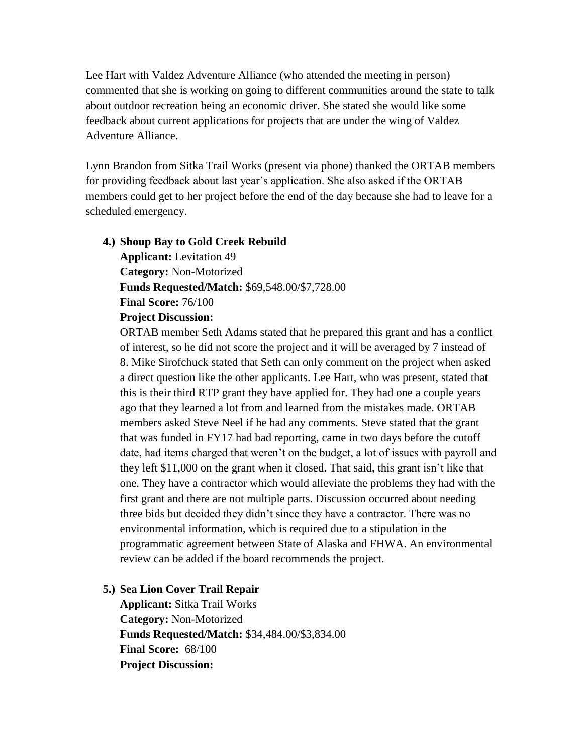Lee Hart with Valdez Adventure Alliance (who attended the meeting in person) commented that she is working on going to different communities around the state to talk about outdoor recreation being an economic driver. She stated she would like some feedback about current applications for projects that are under the wing of Valdez Adventure Alliance.

Lynn Brandon from Sitka Trail Works (present via phone) thanked the ORTAB members for providing feedback about last year's application. She also asked if the ORTAB members could get to her project before the end of the day because she had to leave for a scheduled emergency.

4.) **Shoup Bay to Gold Creek Rebuild**
**Applicant:** Levitation 49
**Category:** Non-Motorized
**Funds Requested/Match:** $69,548.00/$7,728.00
**Final Score:** 76/100
**Project Discussion:**
ORTAB member Seth Adams stated that he prepared this grant and has a conflict of interest, so he did not score the project and it will be averaged by 7 instead of 8. Mike Sirofchuck stated that Seth can only comment on the project when asked a direct question like the other applicants. Lee Hart, who was present, stated that this is their third RTP grant they have applied for. They had one a couple years ago that they learned a lot from and learned from the mistakes made. ORTAB members asked Steve Neel if he had any comments. Steve stated that the grant that was funded in FY17 had bad reporting, came in two days before the cutoff date, had items charged that weren't on the budget, a lot of issues with payroll and they left $11,000 on the grant when it closed. That said, this grant isn't like that one. They have a contractor which would alleviate the problems they had with the first grant and there are not multiple parts. Discussion occurred about needing three bids but decided they didn't since they have a contractor. There was no environmental information, which is required due to a stipulation in the programmatic agreement between State of Alaska and FHWA. An environmental review can be added if the board recommends the project.

5.) **Sea Lion Cover Trail Repair**
**Applicant:** Sitka Trail Works
**Category:** Non-Motorized
**Funds Requested/Match:** $34,484.00/$3,834.00
**Final Score:** 68/100
**Project Discussion:**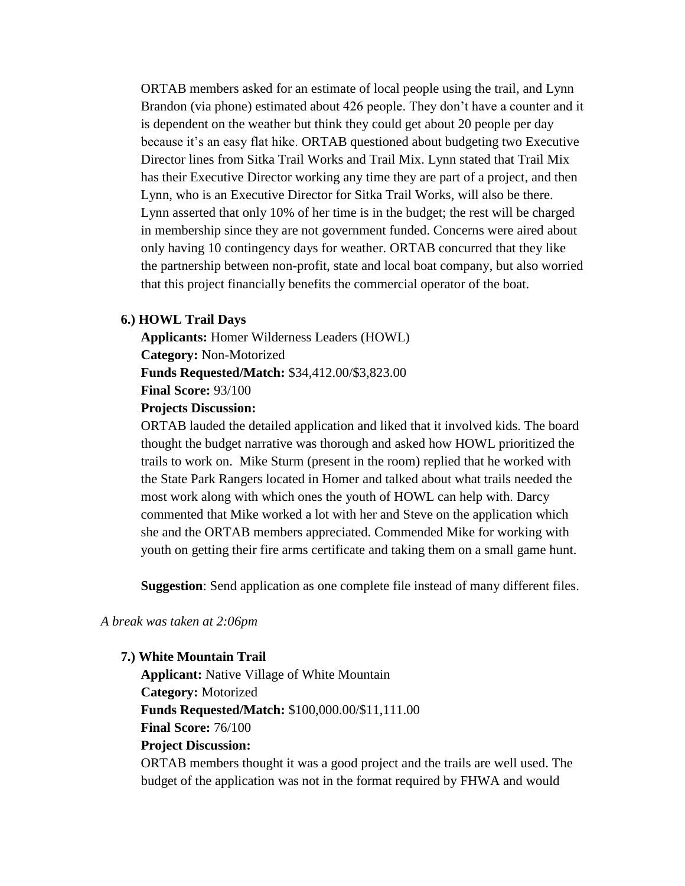ORTAB members asked for an estimate of local people using the trail, and Lynn Brandon (via phone) estimated about 426 people. They don't have a counter and it is dependent on the weather but think they could get about 20 people per day because it's an easy flat hike. ORTAB questioned about budgeting two Executive Director lines from Sitka Trail Works and Trail Mix. Lynn stated that Trail Mix has their Executive Director working any time they are part of a project, and then Lynn, who is an Executive Director for Sitka Trail Works, will also be there. Lynn asserted that only 10% of her time is in the budget; the rest will be charged in membership since they are not government funded. Concerns were aired about only having 10 contingency days for weather. ORTAB concurred that they like the partnership between non-profit, state and local boat company, but also worried that this project financially benefits the commercial operator of the boat.

**6.) HOWL Trail Days**

**Applicants:** Homer Wilderness Leaders (HOWL)
**Category:** Non-Motorized
**Funds Requested/Match:** \$34,412.00/\$3,823.00
**Final Score:** 93/100
**Projects Discussion:**

ORTAB lauded the detailed application and liked that it involved kids. The board thought the budget narrative was thorough and asked how HOWL prioritized the trails to work on. Mike Sturm (present in the room) replied that he worked with the State Park Rangers located in Homer and talked about what trails needed the most work along with which ones the youth of HOWL can help with. Darcy commented that Mike worked a lot with her and Steve on the application which she and the ORTAB members appreciated. Commended Mike for working with youth on getting their fire arms certificate and taking them on a small game hunt.

**Suggestion**: Send application as one complete file instead of many different files.

*A break was taken at 2:06pm*

**7.) White Mountain Trail**

**Applicant:** Native Village of White Mountain
**Category:** Motorized
**Funds Requested/Match:** \$100,000.00/\$11,111.00
**Final Score:** 76/100
**Project Discussion:**

ORTAB members thought it was a good project and the trails are well used. The budget of the application was not in the format required by FHWA and would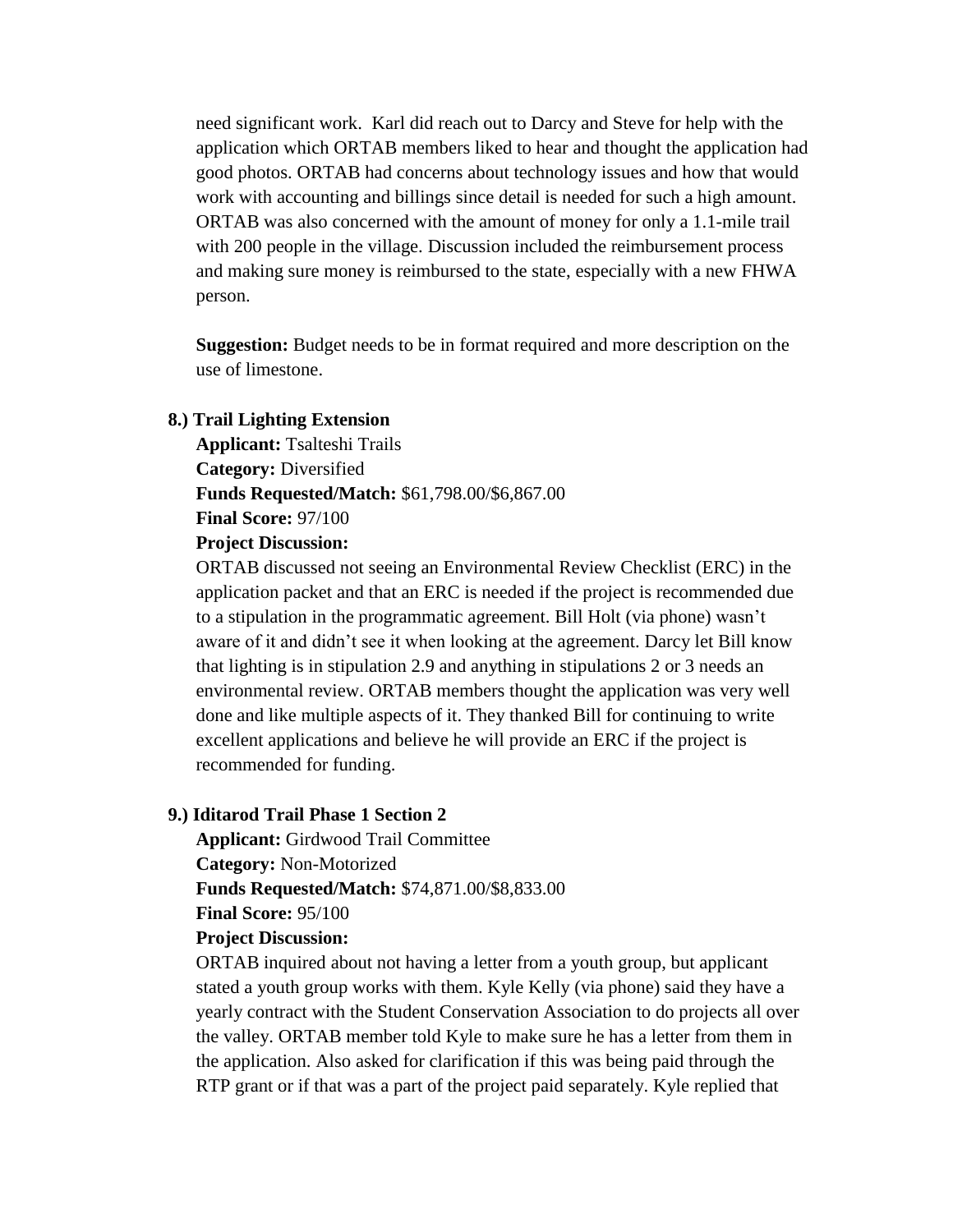need significant work. Karl did reach out to Darcy and Steve for help with the application which ORTAB members liked to hear and thought the application had good photos. ORTAB had concerns about technology issues and how that would work with accounting and billings since detail is needed for such a high amount. ORTAB was also concerned with the amount of money for only a 1.1-mile trail with 200 people in the village. Discussion included the reimbursement process and making sure money is reimbursed to the state, especially with a new FHWA person.

**Suggestion:** Budget needs to be in format required and more description on the use of limestone.

**8.) Trail Lighting Extension**

**Applicant:** Tsalteshi Trails
**Category:** Diversified
**Funds Requested/Match:** $61,798.00/$6,867.00
**Final Score:** 97/100
**Project Discussion:**

ORTAB discussed not seeing an Environmental Review Checklist (ERC) in the application packet and that an ERC is needed if the project is recommended due to a stipulation in the programmatic agreement. Bill Holt (via phone) wasn't aware of it and didn't see it when looking at the agreement. Darcy let Bill know that lighting is in stipulation 2.9 and anything in stipulations 2 or 3 needs an environmental review. ORTAB members thought the application was very well done and like multiple aspects of it. They thanked Bill for continuing to write excellent applications and believe he will provide an ERC if the project is recommended for funding.

**9.) Iditarod Trail Phase 1 Section 2**

**Applicant:** Girdwood Trail Committee
**Category:** Non-Motorized
**Funds Requested/Match:** $74,871.00/$8,833.00
**Final Score:** 95/100
**Project Discussion:**

ORTAB inquired about not having a letter from a youth group, but applicant stated a youth group works with them. Kyle Kelly (via phone) said they have a yearly contract with the Student Conservation Association to do projects all over the valley. ORTAB member told Kyle to make sure he has a letter from them in the application. Also asked for clarification if this was being paid through the RTP grant or if that was a part of the project paid separately. Kyle replied that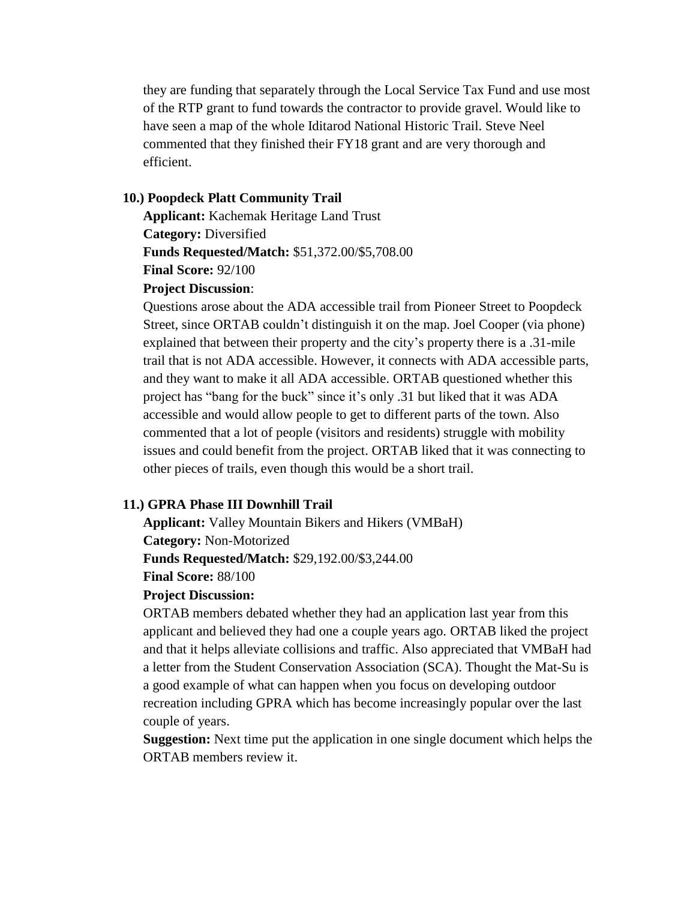they are funding that separately through the Local Service Tax Fund and use most of the RTP grant to fund towards the contractor to provide gravel. Would like to have seen a map of the whole Iditarod National Historic Trail. Steve Neel commented that they finished their FY18 grant and are very thorough and efficient.

**10.) Poopdeck Platt Community Trail**

**Applicant:** Kachemak Heritage Land Trust
**Category:** Diversified
**Funds Requested/Match:** $51,372.00/$5,708.00
**Final Score:** 92/100
**Project Discussion**:

Questions arose about the ADA accessible trail from Pioneer Street to Poopdeck Street, since ORTAB couldn't distinguish it on the map. Joel Cooper (via phone) explained that between their property and the city's property there is a .31-mile trail that is not ADA accessible. However, it connects with ADA accessible parts, and they want to make it all ADA accessible. ORTAB questioned whether this project has "bang for the buck" since it's only .31 but liked that it was ADA accessible and would allow people to get to different parts of the town. Also commented that a lot of people (visitors and residents) struggle with mobility issues and could benefit from the project. ORTAB liked that it was connecting to other pieces of trails, even though this would be a short trail.

**11.) GPRA Phase III Downhill Trail**

**Applicant:** Valley Mountain Bikers and Hikers (VMBaH)
**Category:** Non-Motorized
**Funds Requested/Match:** $29,192.00/$3,244.00
**Final Score:** 88/100
**Project Discussion:**

ORTAB members debated whether they had an application last year from this applicant and believed they had one a couple years ago. ORTAB liked the project and that it helps alleviate collisions and traffic. Also appreciated that VMBaH had a letter from the Student Conservation Association (SCA). Thought the Mat-Su is a good example of what can happen when you focus on developing outdoor recreation including GPRA which has become increasingly popular over the last couple of years.

**Suggestion:** Next time put the application in one single document which helps the ORTAB members review it.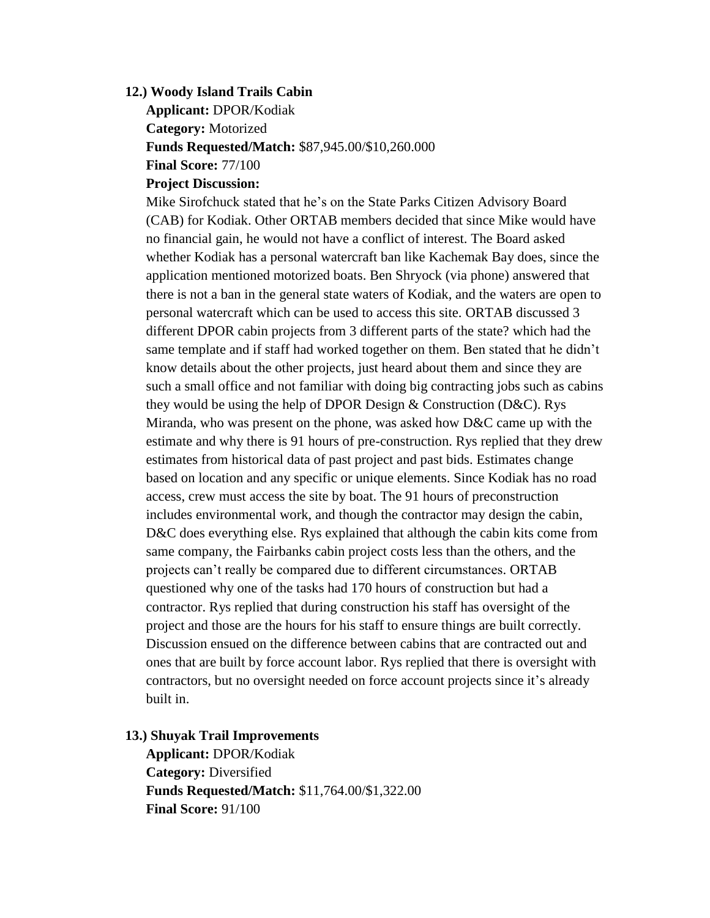**12.) Woody Island Trails Cabin**

**Applicant:** DPOR/Kodiak

**Category:** Motorized

**Funds Requested/Match:** $87,945.00/$10,260.000

**Final Score:** 77/100

**Project Discussion:**

Mike Sirofchuck stated that he's on the State Parks Citizen Advisory Board (CAB) for Kodiak. Other ORTAB members decided that since Mike would have no financial gain, he would not have a conflict of interest. The Board asked whether Kodiak has a personal watercraft ban like Kachemak Bay does, since the application mentioned motorized boats. Ben Shryock (via phone) answered that there is not a ban in the general state waters of Kodiak, and the waters are open to personal watercraft which can be used to access this site. ORTAB discussed 3 different DPOR cabin projects from 3 different parts of the state? which had the same template and if staff had worked together on them. Ben stated that he didn't know details about the other projects, just heard about them and since they are such a small office and not familiar with doing big contracting jobs such as cabins they would be using the help of DPOR Design & Construction (D&C). Rys Miranda, who was present on the phone, was asked how D&C came up with the estimate and why there is 91 hours of pre-construction. Rys replied that they drew estimates from historical data of past project and past bids. Estimates change based on location and any specific or unique elements. Since Kodiak has no road access, crew must access the site by boat. The 91 hours of preconstruction includes environmental work, and though the contractor may design the cabin, D&C does everything else. Rys explained that although the cabin kits come from same company, the Fairbanks cabin project costs less than the others, and the projects can't really be compared due to different circumstances. ORTAB questioned why one of the tasks had 170 hours of construction but had a contractor. Rys replied that during construction his staff has oversight of the project and those are the hours for his staff to ensure things are built correctly. Discussion ensued on the difference between cabins that are contracted out and ones that are built by force account labor. Rys replied that there is oversight with contractors, but no oversight needed on force account projects since it's already built in.

**13.) Shuyak Trail Improvements**

**Applicant:** DPOR/Kodiak

**Category:** Diversified

**Funds Requested/Match:** $11,764.00/$1,322.00

**Final Score:** 91/100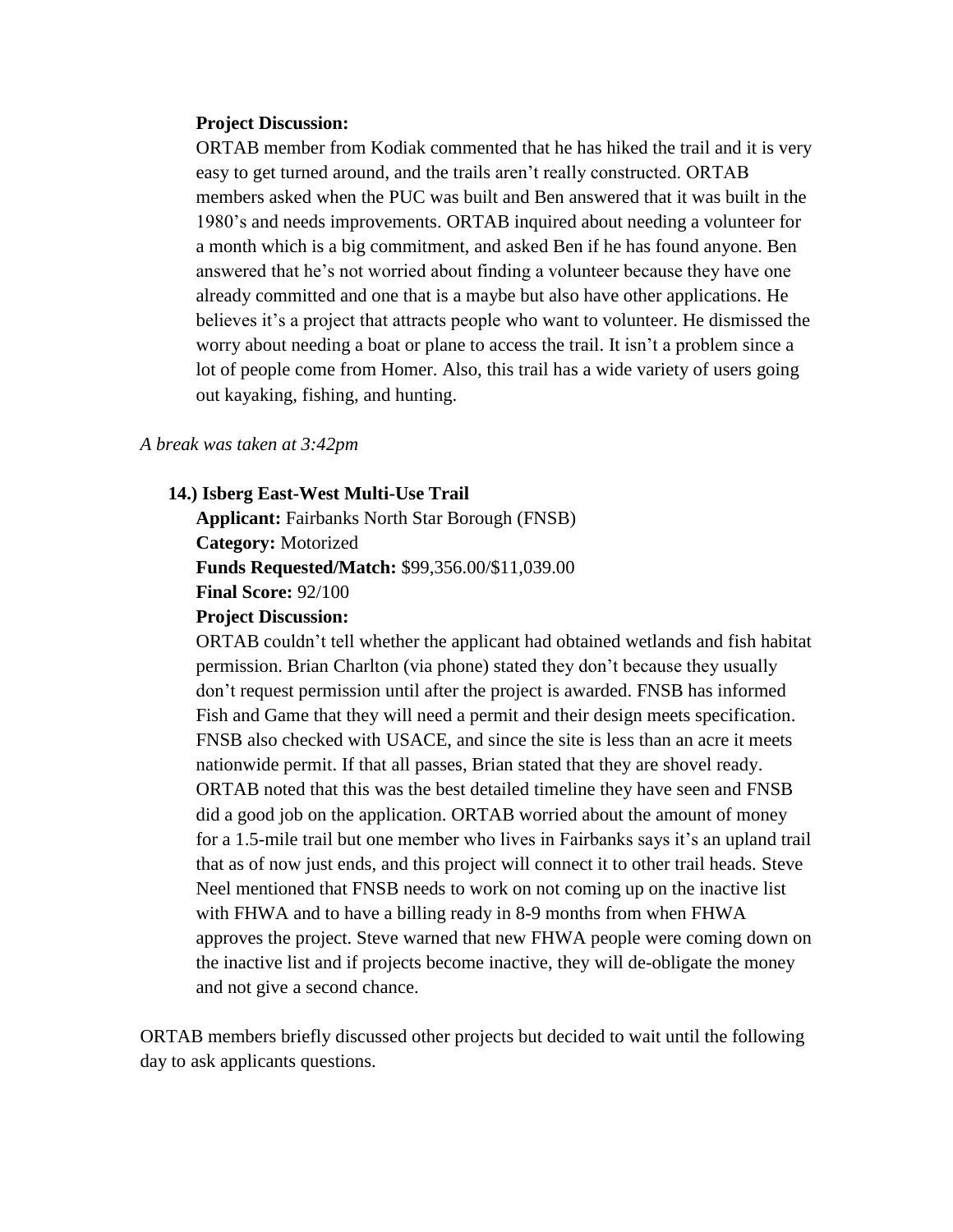**Project Discussion:**

ORTAB member from Kodiak commented that he has hiked the trail and it is very easy to get turned around, and the trails aren't really constructed. ORTAB members asked when the PUC was built and Ben answered that it was built in the 1980's and needs improvements. ORTAB inquired about needing a volunteer for a month which is a big commitment, and asked Ben if he has found anyone. Ben answered that he's not worried about finding a volunteer because they have one already committed and one that is a maybe but also have other applications. He believes it's a project that attracts people who want to volunteer. He dismissed the worry about needing a boat or plane to access the trail. It isn't a problem since a lot of people come from Homer. Also, this trail has a wide variety of users going out kayaking, fishing, and hunting.

*A break was taken at 3:42pm*

**14.) Isberg East-West Multi-Use Trail**

**Applicant:** Fairbanks North Star Borough (FNSB)
**Category:** Motorized
**Funds Requested/Match:** $99,356.00/$11,039.00
**Final Score:** 92/100
**Project Discussion:**

ORTAB couldn't tell whether the applicant had obtained wetlands and fish habitat permission. Brian Charlton (via phone) stated they don't because they usually don't request permission until after the project is awarded. FNSB has informed Fish and Game that they will need a permit and their design meets specification. FNSB also checked with USACE, and since the site is less than an acre it meets nationwide permit. If that all passes, Brian stated that they are shovel ready. ORTAB noted that this was the best detailed timeline they have seen and FNSB did a good job on the application. ORTAB worried about the amount of money for a 1.5-mile trail but one member who lives in Fairbanks says it's an upland trail that as of now just ends, and this project will connect it to other trail heads. Steve Neel mentioned that FNSB needs to work on not coming up on the inactive list with FHWA and to have a billing ready in 8-9 months from when FHWA approves the project. Steve warned that new FHWA people were coming down on the inactive list and if projects become inactive, they will de-obligate the money and not give a second chance.

ORTAB members briefly discussed other projects but decided to wait until the following day to ask applicants questions.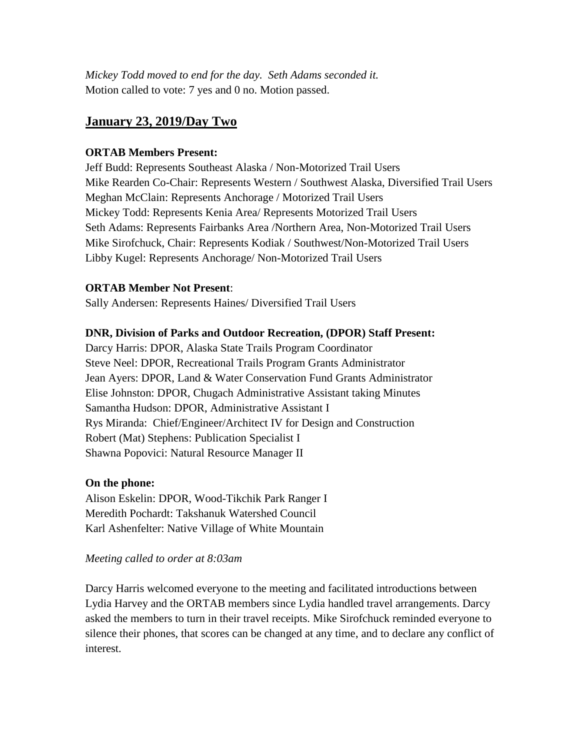*Mickey Todd moved to end for the day. Seth Adams seconded it.*
Motion called to vote: 7 yes and 0 no. Motion passed.

## January 23, 2019/Day Two

**ORTAB Members Present:**
Jeff Budd: Represents Southeast Alaska / Non-Motorized Trail Users
Mike Rearden Co-Chair: Represents Western / Southwest Alaska, Diversified Trail Users
Meghan McClain: Represents Anchorage / Motorized Trail Users
Mickey Todd: Represents Kenia Area/ Represents Motorized Trail Users
Seth Adams: Represents Fairbanks Area /Northern Area, Non-Motorized Trail Users
Mike Sirofchuck, Chair: Represents Kodiak / Southwest/Non-Motorized Trail Users
Libby Kugel: Represents Anchorage/ Non-Motorized Trail Users

**ORTAB Member Not Present**:
Sally Andersen: Represents Haines/ Diversified Trail Users

**DNR, Division of Parks and Outdoor Recreation, (DPOR) Staff Present:**
Darcy Harris: DPOR, Alaska State Trails Program Coordinator
Steve Neel: DPOR, Recreational Trails Program Grants Administrator
Jean Ayers: DPOR, Land & Water Conservation Fund Grants Administrator
Elise Johnston: DPOR, Chugach Administrative Assistant taking Minutes
Samantha Hudson: DPOR, Administrative Assistant I
Rys Miranda: Chief/Engineer/Architect IV for Design and Construction
Robert (Mat) Stephens: Publication Specialist I
Shawna Popovici: Natural Resource Manager II

**On the phone:**
Alison Eskelin: DPOR, Wood-Tikchik Park Ranger I
Meredith Pochardt: Takshanuk Watershed Council
Karl Ashenfelter: Native Village of White Mountain

*Meeting called to order at 8:03am*

Darcy Harris welcomed everyone to the meeting and facilitated introductions between Lydia Harvey and the ORTAB members since Lydia handled travel arrangements. Darcy asked the members to turn in their travel receipts. Mike Sirofchuck reminded everyone to silence their phones, that scores can be changed at any time, and to declare any conflict of interest.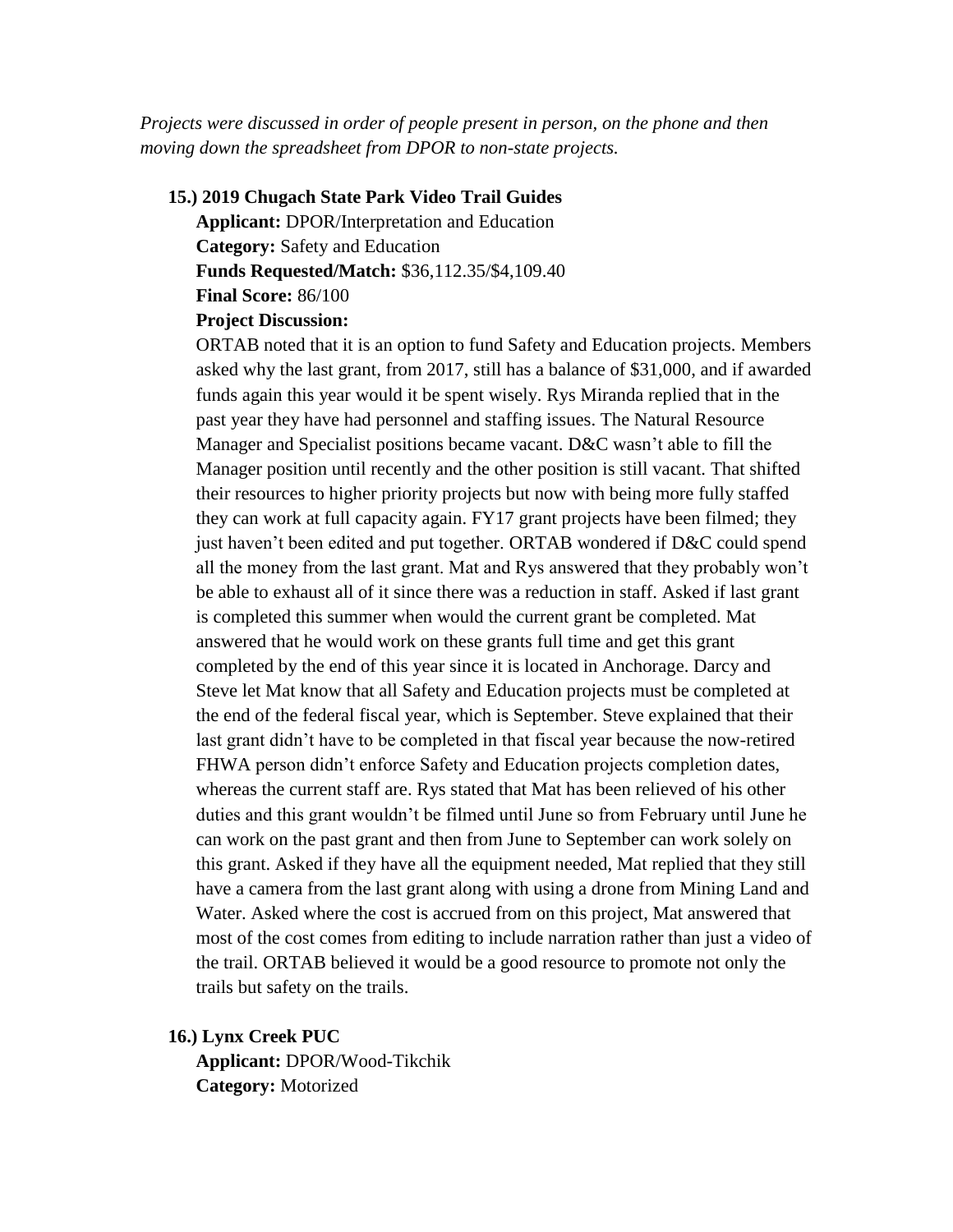*Projects were discussed in order of people present in person, on the phone and then moving down the spreadsheet from DPOR to non-state projects.*

**15.) 2019 Chugach State Park Video Trail Guides**

**Applicant:** DPOR/Interpretation and Education
**Category:** Safety and Education
**Funds Requested/Match:** $36,112.35/$4,109.40
**Final Score:** 86/100
**Project Discussion:**

ORTAB noted that it is an option to fund Safety and Education projects. Members asked why the last grant, from 2017, still has a balance of $31,000, and if awarded funds again this year would it be spent wisely. Rys Miranda replied that in the past year they have had personnel and staffing issues. The Natural Resource Manager and Specialist positions became vacant. D&C wasn't able to fill the Manager position until recently and the other position is still vacant. That shifted their resources to higher priority projects but now with being more fully staffed they can work at full capacity again. FY17 grant projects have been filmed; they just haven't been edited and put together. ORTAB wondered if D&C could spend all the money from the last grant. Mat and Rys answered that they probably won't be able to exhaust all of it since there was a reduction in staff. Asked if last grant is completed this summer when would the current grant be completed. Mat answered that he would work on these grants full time and get this grant completed by the end of this year since it is located in Anchorage. Darcy and Steve let Mat know that all Safety and Education projects must be completed at the end of the federal fiscal year, which is September. Steve explained that their last grant didn't have to be completed in that fiscal year because the now-retired FHWA person didn't enforce Safety and Education projects completion dates, whereas the current staff are. Rys stated that Mat has been relieved of his other duties and this grant wouldn't be filmed until June so from February until June he can work on the past grant and then from June to September can work solely on this grant. Asked if they have all the equipment needed, Mat replied that they still have a camera from the last grant along with using a drone from Mining Land and Water. Asked where the cost is accrued from on this project, Mat answered that most of the cost comes from editing to include narration rather than just a video of the trail. ORTAB believed it would be a good resource to promote not only the trails but safety on the trails.

**16.) Lynx Creek PUC**

**Applicant:** DPOR/Wood-Tikchik
**Category:** Motorized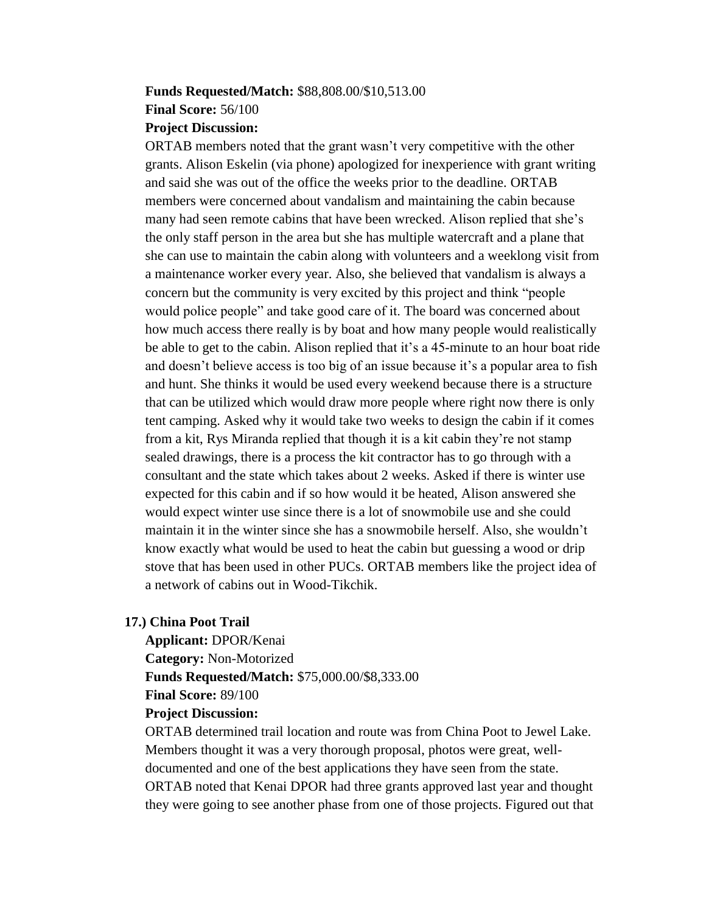**Funds Requested/Match:** $88,808.00/$10,513.00

**Final Score:** 56/100

**Project Discussion:**

ORTAB members noted that the grant wasn't very competitive with the other grants. Alison Eskelin (via phone) apologized for inexperience with grant writing and said she was out of the office the weeks prior to the deadline. ORTAB members were concerned about vandalism and maintaining the cabin because many had seen remote cabins that have been wrecked. Alison replied that she's the only staff person in the area but she has multiple watercraft and a plane that she can use to maintain the cabin along with volunteers and a weeklong visit from a maintenance worker every year. Also, she believed that vandalism is always a concern but the community is very excited by this project and think "people would police people" and take good care of it. The board was concerned about how much access there really is by boat and how many people would realistically be able to get to the cabin. Alison replied that it's a 45-minute to an hour boat ride and doesn't believe access is too big of an issue because it's a popular area to fish and hunt. She thinks it would be used every weekend because there is a structure that can be utilized which would draw more people where right now there is only tent camping. Asked why it would take two weeks to design the cabin if it comes from a kit, Rys Miranda replied that though it is a kit cabin they're not stamp sealed drawings, there is a process the kit contractor has to go through with a consultant and the state which takes about 2 weeks. Asked if there is winter use expected for this cabin and if so how would it be heated, Alison answered she would expect winter use since there is a lot of snowmobile use and she could maintain it in the winter since she has a snowmobile herself. Also, she wouldn't know exactly what would be used to heat the cabin but guessing a wood or drip stove that has been used in other PUCs. ORTAB members like the project idea of a network of cabins out in Wood-Tikchik.

**17.) China Poot Trail**

**Applicant:** DPOR/Kenai

**Category:** Non-Motorized

**Funds Requested/Match:** $75,000.00/$8,333.00

**Final Score:** 89/100

**Project Discussion:**

ORTAB determined trail location and route was from China Poot to Jewel Lake. Members thought it was a very thorough proposal, photos were great, well-documented and one of the best applications they have seen from the state. ORTAB noted that Kenai DPOR had three grants approved last year and thought they were going to see another phase from one of those projects. Figured out that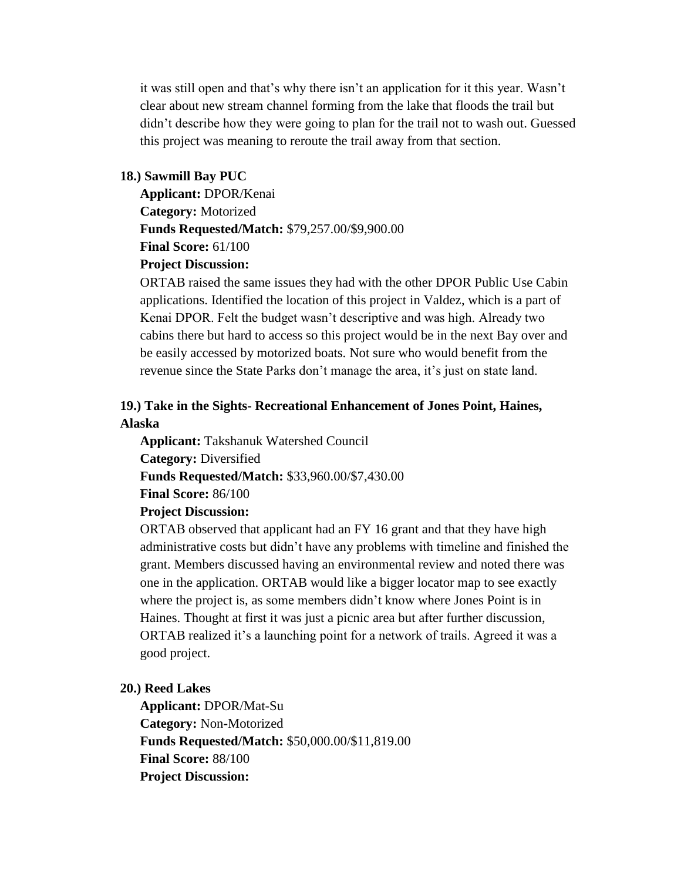it was still open and that's why there isn't an application for it this year. Wasn't clear about new stream channel forming from the lake that floods the trail but didn't describe how they were going to plan for the trail not to wash out. Guessed this project was meaning to reroute the trail away from that section.

### 18.) Sawmill Bay PUC

**Applicant:** DPOR/Kenai
**Category:** Motorized
**Funds Requested/Match:** $79,257.00/$9,900.00
**Final Score:** 61/100
**Project Discussion:**
ORTAB raised the same issues they had with the other DPOR Public Use Cabin applications. Identified the location of this project in Valdez, which is a part of Kenai DPOR. Felt the budget wasn't descriptive and was high. Already two cabins there but hard to access so this project would be in the next Bay over and be easily accessed by motorized boats. Not sure who would benefit from the revenue since the State Parks don't manage the area, it's just on state land.

### 19.) Take in the Sights- Recreational Enhancement of Jones Point, Haines, Alaska

**Applicant:** Takshanuk Watershed Council
**Category:** Diversified
**Funds Requested/Match:** $33,960.00/$7,430.00
**Final Score:** 86/100
**Project Discussion:**
ORTAB observed that applicant had an FY 16 grant and that they have high administrative costs but didn't have any problems with timeline and finished the grant. Members discussed having an environmental review and noted there was one in the application. ORTAB would like a bigger locator map to see exactly where the project is, as some members didn't know where Jones Point is in Haines. Thought at first it was just a picnic area but after further discussion, ORTAB realized it's a launching point for a network of trails. Agreed it was a good project.

### 20.) Reed Lakes

**Applicant:** DPOR/Mat-Su
**Category:** Non-Motorized
**Funds Requested/Match:** $50,000.00/$11,819.00
**Final Score:** 88/100
**Project Discussion:**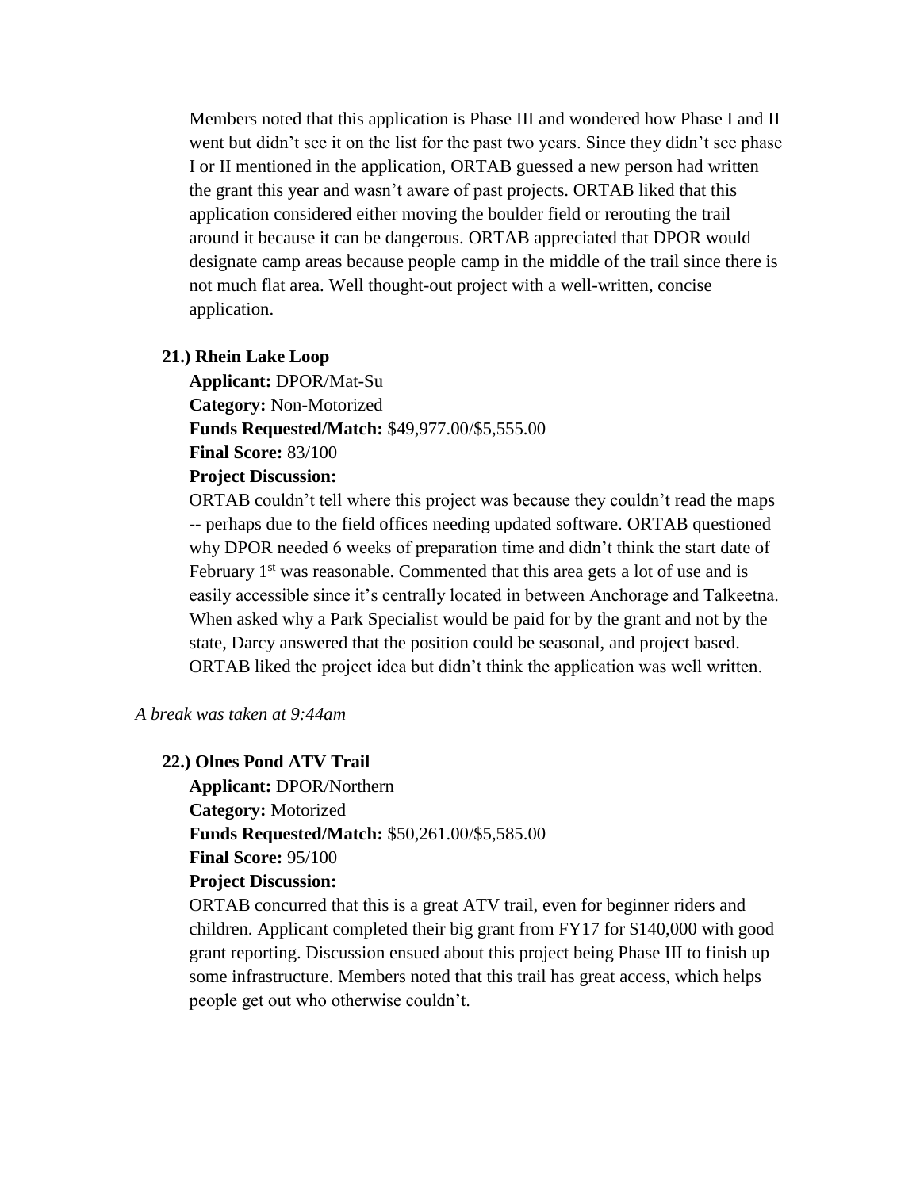Members noted that this application is Phase III and wondered how Phase I and II went but didn't see it on the list for the past two years. Since they didn't see phase I or II mentioned in the application, ORTAB guessed a new person had written the grant this year and wasn't aware of past projects. ORTAB liked that this application considered either moving the boulder field or rerouting the trail around it because it can be dangerous. ORTAB appreciated that DPOR would designate camp areas because people camp in the middle of the trail since there is not much flat area. Well thought-out project with a well-written, concise application.

**21.) Rhein Lake Loop**

**Applicant:** DPOR/Mat-Su
**Category:** Non-Motorized
**Funds Requested/Match:** $49,977.00/$5,555.00
**Final Score:** 83/100
**Project Discussion:**

ORTAB couldn't tell where this project was because they couldn't read the maps -- perhaps due to the field offices needing updated software. ORTAB questioned why DPOR needed 6 weeks of preparation time and didn't think the start date of February 1st was reasonable. Commented that this area gets a lot of use and is easily accessible since it's centrally located in between Anchorage and Talkeetna. When asked why a Park Specialist would be paid for by the grant and not by the state, Darcy answered that the position could be seasonal, and project based. ORTAB liked the project idea but didn't think the application was well written.

*A break was taken at 9:44am*

**22.) Olnes Pond ATV Trail**

**Applicant:** DPOR/Northern
**Category:** Motorized
**Funds Requested/Match:** $50,261.00/$5,585.00
**Final Score:** 95/100
**Project Discussion:**

ORTAB concurred that this is a great ATV trail, even for beginner riders and children. Applicant completed their big grant from FY17 for $140,000 with good grant reporting. Discussion ensued about this project being Phase III to finish up some infrastructure. Members noted that this trail has great access, which helps people get out who otherwise couldn't.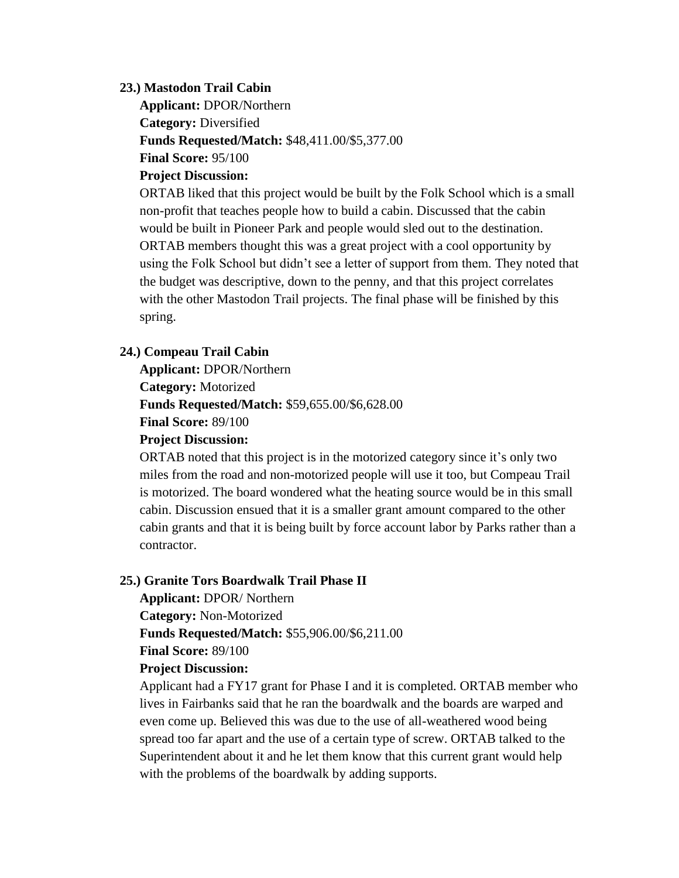### 23.) Mastodon Trail Cabin

**Applicant:** DPOR/Northern
**Category:** Diversified
**Funds Requested/Match:** $48,411.00/$5,377.00
**Final Score:** 95/100
**Project Discussion:**

ORTAB liked that this project would be built by the Folk School which is a small non-profit that teaches people how to build a cabin. Discussed that the cabin would be built in Pioneer Park and people would sled out to the destination. ORTAB members thought this was a great project with a cool opportunity by using the Folk School but didn't see a letter of support from them. They noted that the budget was descriptive, down to the penny, and that this project correlates with the other Mastodon Trail projects. The final phase will be finished by this spring.

### 24.) Compeau Trail Cabin

**Applicant:** DPOR/Northern
**Category:** Motorized
**Funds Requested/Match:** $59,655.00/$6,628.00
**Final Score:** 89/100
**Project Discussion:**

ORTAB noted that this project is in the motorized category since it's only two miles from the road and non-motorized people will use it too, but Compeau Trail is motorized. The board wondered what the heating source would be in this small cabin. Discussion ensued that it is a smaller grant amount compared to the other cabin grants and that it is being built by force account labor by Parks rather than a contractor.

### 25.) Granite Tors Boardwalk Trail Phase II

**Applicant:** DPOR/ Northern
**Category:** Non-Motorized
**Funds Requested/Match:** $55,906.00/$6,211.00
**Final Score:** 89/100
**Project Discussion:**

Applicant had a FY17 grant for Phase I and it is completed. ORTAB member who lives in Fairbanks said that he ran the boardwalk and the boards are warped and even come up. Believed this was due to the use of all-weathered wood being spread too far apart and the use of a certain type of screw. ORTAB talked to the Superintendent about it and he let them know that this current grant would help with the problems of the boardwalk by adding supports.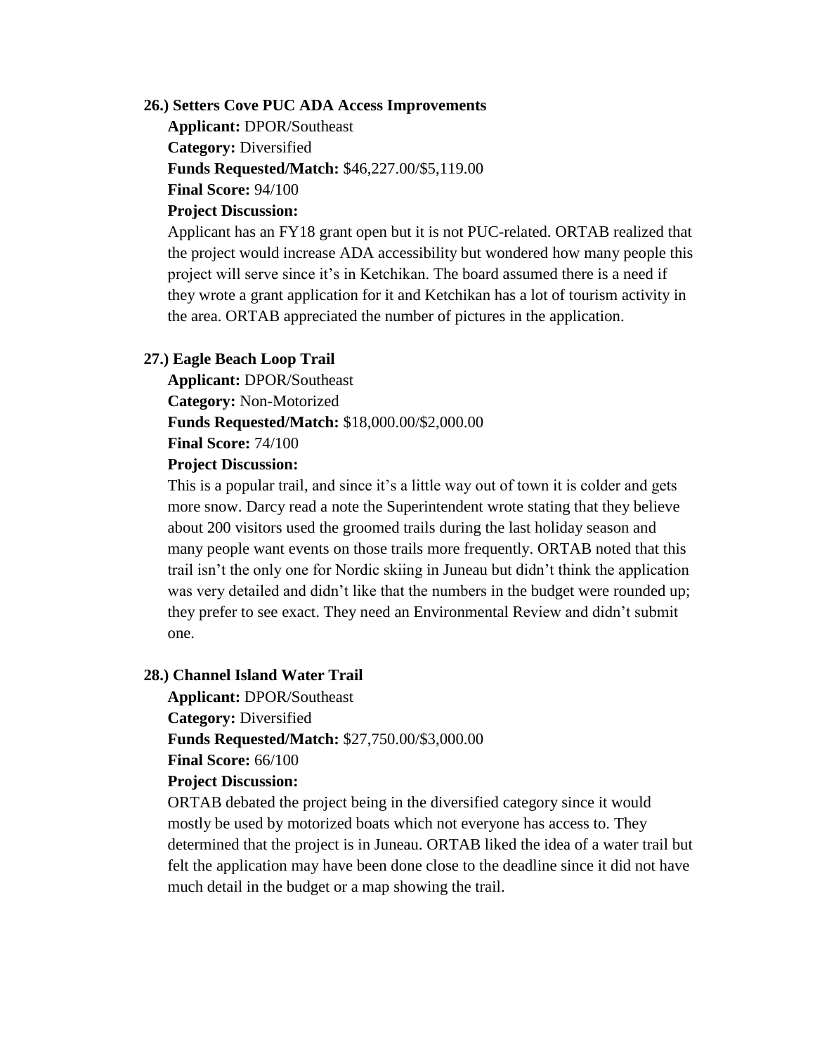**26.) Setters Cove PUC ADA Access Improvements**

**Applicant:** DPOR/Southeast

**Category:** Diversified

**Funds Requested/Match:** $46,227.00/$5,119.00

**Final Score:** 94/100

**Project Discussion:**

Applicant has an FY18 grant open but it is not PUC-related. ORTAB realized that the project would increase ADA accessibility but wondered how many people this project will serve since it's in Ketchikan. The board assumed there is a need if they wrote a grant application for it and Ketchikan has a lot of tourism activity in the area. ORTAB appreciated the number of pictures in the application.

**27.) Eagle Beach Loop Trail**

**Applicant:** DPOR/Southeast

**Category:** Non-Motorized

**Funds Requested/Match:** $18,000.00/$2,000.00

**Final Score:** 74/100

**Project Discussion:**

This is a popular trail, and since it's a little way out of town it is colder and gets more snow. Darcy read a note the Superintendent wrote stating that they believe about 200 visitors used the groomed trails during the last holiday season and many people want events on those trails more frequently. ORTAB noted that this trail isn't the only one for Nordic skiing in Juneau but didn't think the application was very detailed and didn't like that the numbers in the budget were rounded up; they prefer to see exact. They need an Environmental Review and didn't submit one.

**28.) Channel Island Water Trail**

**Applicant:** DPOR/Southeast

**Category:** Diversified

**Funds Requested/Match:** $27,750.00/$3,000.00

**Final Score:** 66/100

**Project Discussion:**

ORTAB debated the project being in the diversified category since it would mostly be used by motorized boats which not everyone has access to. They determined that the project is in Juneau. ORTAB liked the idea of a water trail but felt the application may have been done close to the deadline since it did not have much detail in the budget or a map showing the trail.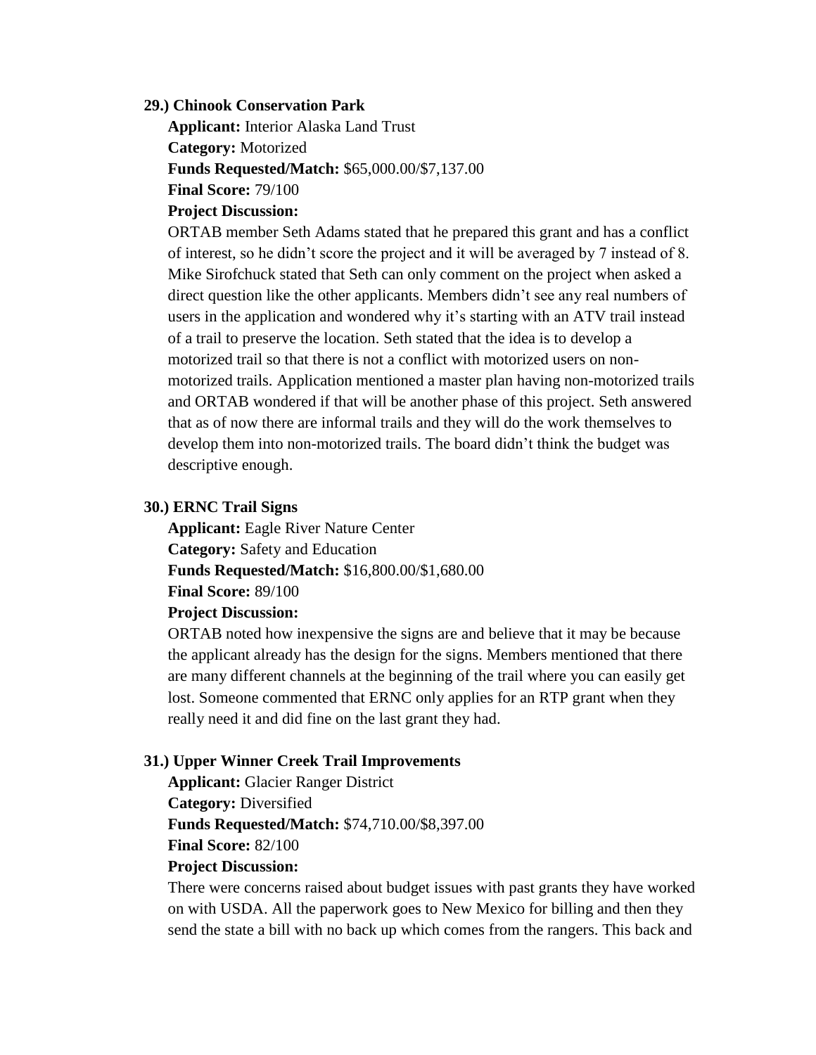**29.) Chinook Conservation Park**

**Applicant:** Interior Alaska Land Trust
**Category:** Motorized
**Funds Requested/Match:** $65,000.00/$7,137.00
**Final Score:** 79/100
**Project Discussion:**

ORTAB member Seth Adams stated that he prepared this grant and has a conflict of interest, so he didn't score the project and it will be averaged by 7 instead of 8. Mike Sirofchuck stated that Seth can only comment on the project when asked a direct question like the other applicants. Members didn't see any real numbers of users in the application and wondered why it's starting with an ATV trail instead of a trail to preserve the location. Seth stated that the idea is to develop a motorized trail so that there is not a conflict with motorized users on non-motorized trails. Application mentioned a master plan having non-motorized trails and ORTAB wondered if that will be another phase of this project. Seth answered that as of now there are informal trails and they will do the work themselves to develop them into non-motorized trails. The board didn't think the budget was descriptive enough.

**30.) ERNC Trail Signs**

**Applicant:** Eagle River Nature Center
**Category:** Safety and Education
**Funds Requested/Match:** $16,800.00/$1,680.00
**Final Score:** 89/100
**Project Discussion:**

ORTAB noted how inexpensive the signs are and believe that it may be because the applicant already has the design for the signs. Members mentioned that there are many different channels at the beginning of the trail where you can easily get lost. Someone commented that ERNC only applies for an RTP grant when they really need it and did fine on the last grant they had.

**31.) Upper Winner Creek Trail Improvements**

**Applicant:** Glacier Ranger District
**Category:** Diversified
**Funds Requested/Match:** $74,710.00/$8,397.00
**Final Score:** 82/100
**Project Discussion:**

There were concerns raised about budget issues with past grants they have worked on with USDA. All the paperwork goes to New Mexico for billing and then they send the state a bill with no back up which comes from the rangers. This back and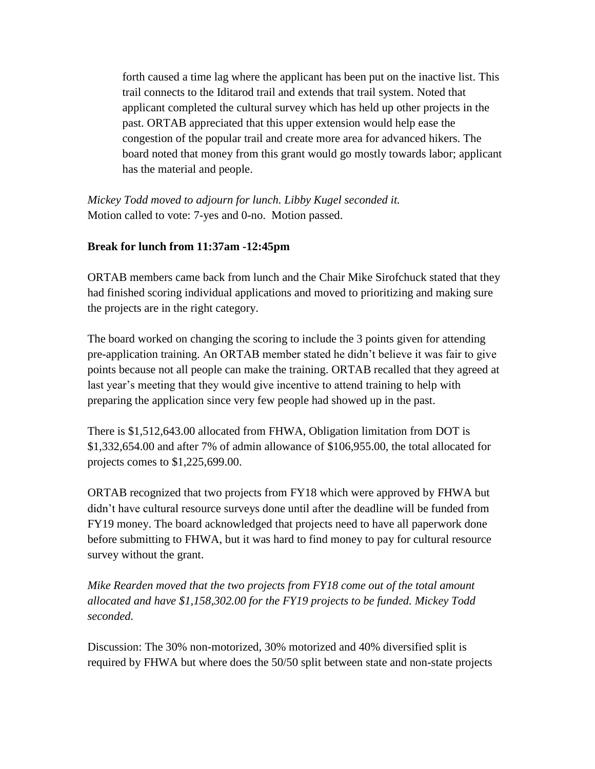forth caused a time lag where the applicant has been put on the inactive list. This trail connects to the Iditarod trail and extends that trail system. Noted that applicant completed the cultural survey which has held up other projects in the past. ORTAB appreciated that this upper extension would help ease the congestion of the popular trail and create more area for advanced hikers. The board noted that money from this grant would go mostly towards labor; applicant has the material and people.

*Mickey Todd moved to adjourn for lunch. Libby Kugel seconded it.*
Motion called to vote: 7-yes and 0-no. Motion passed.

**Break for lunch from 11:37am -12:45pm**

ORTAB members came back from lunch and the Chair Mike Sirofchuck stated that they had finished scoring individual applications and moved to prioritizing and making sure the projects are in the right category.

The board worked on changing the scoring to include the 3 points given for attending pre-application training. An ORTAB member stated he didn't believe it was fair to give points because not all people can make the training. ORTAB recalled that they agreed at last year's meeting that they would give incentive to attend training to help with preparing the application since very few people had showed up in the past.

There is $1,512,643.00 allocated from FHWA, Obligation limitation from DOT is $1,332,654.00 and after 7% of admin allowance of $106,955.00, the total allocated for projects comes to $1,225,699.00.

ORTAB recognized that two projects from FY18 which were approved by FHWA but didn't have cultural resource surveys done until after the deadline will be funded from FY19 money. The board acknowledged that projects need to have all paperwork done before submitting to FHWA, but it was hard to find money to pay for cultural resource survey without the grant.

*Mike Rearden moved that the two projects from FY18 come out of the total amount allocated and have $1,158,302.00 for the FY19 projects to be funded. Mickey Todd seconded.*

Discussion: The 30% non-motorized, 30% motorized and 40% diversified split is required by FHWA but where does the 50/50 split between state and non-state projects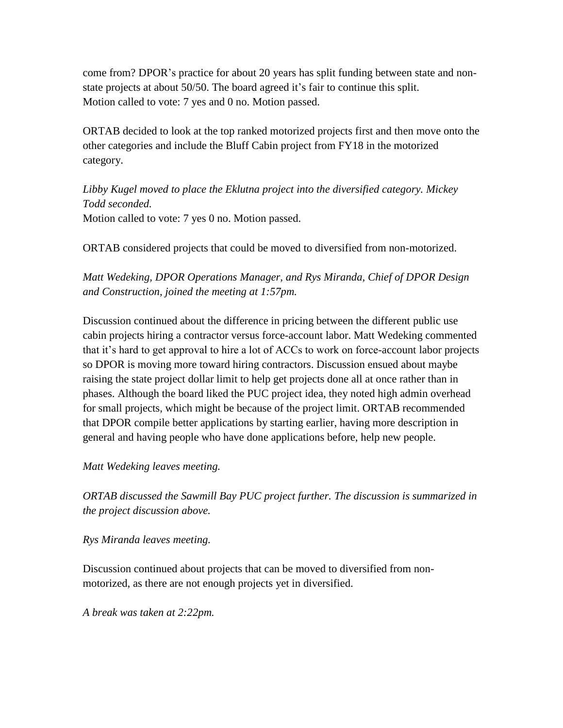come from? DPOR's practice for about 20 years has split funding between state and non-state projects at about 50/50. The board agreed it's fair to continue this split.
Motion called to vote: 7 yes and 0 no. Motion passed.

ORTAB decided to look at the top ranked motorized projects first and then move onto the other categories and include the Bluff Cabin project from FY18 in the motorized category.

*Libby Kugel moved to place the Eklutna project into the diversified category. Mickey Todd seconded.*
Motion called to vote: 7 yes 0 no. Motion passed.

ORTAB considered projects that could be moved to diversified from non-motorized.

*Matt Wedeking, DPOR Operations Manager, and Rys Miranda, Chief of DPOR Design and Construction, joined the meeting at 1:57pm.*

Discussion continued about the difference in pricing between the different public use cabin projects hiring a contractor versus force-account labor. Matt Wedeking commented that it's hard to get approval to hire a lot of ACCs to work on force-account labor projects so DPOR is moving more toward hiring contractors. Discussion ensued about maybe raising the state project dollar limit to help get projects done all at once rather than in phases. Although the board liked the PUC project idea, they noted high admin overhead for small projects, which might be because of the project limit. ORTAB recommended that DPOR compile better applications by starting earlier, having more description in general and having people who have done applications before, help new people.

*Matt Wedeking leaves meeting.*

*ORTAB discussed the Sawmill Bay PUC project further. The discussion is summarized in the project discussion above.*

*Rys Miranda leaves meeting.*

Discussion continued about projects that can be moved to diversified from non-motorized, as there are not enough projects yet in diversified.

*A break was taken at 2:22pm.*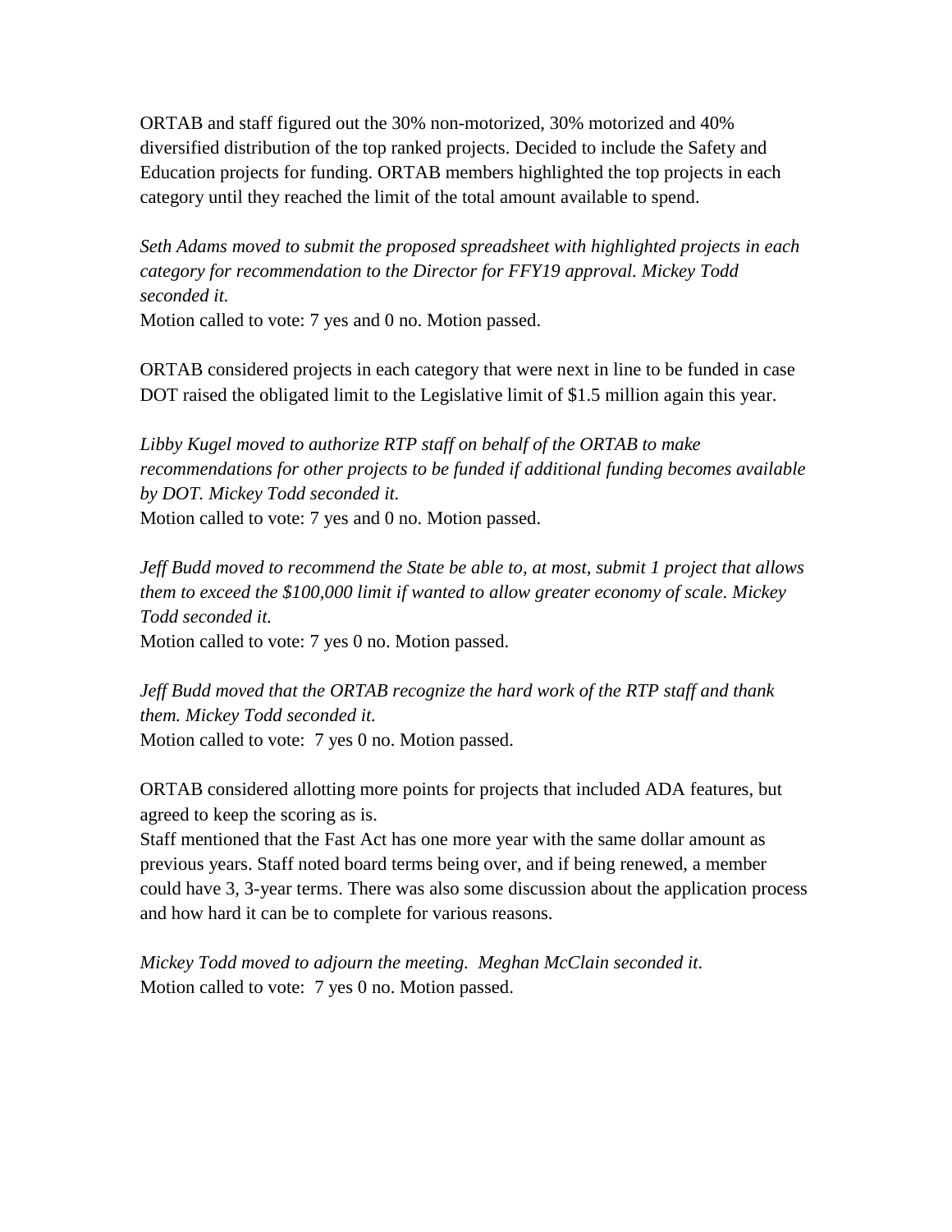ORTAB and staff figured out the 30% non-motorized, 30% motorized and 40% diversified distribution of the top ranked projects. Decided to include the Safety and Education projects for funding. ORTAB members highlighted the top projects in each category until they reached the limit of the total amount available to spend.

*Seth Adams moved to submit the proposed spreadsheet with highlighted projects in each category for recommendation to the Director for FFY19 approval. Mickey Todd seconded it.*
Motion called to vote: 7 yes and 0 no. Motion passed.

ORTAB considered projects in each category that were next in line to be funded in case DOT raised the obligated limit to the Legislative limit of $1.5 million again this year.

*Libby Kugel moved to authorize RTP staff on behalf of the ORTAB to make recommendations for other projects to be funded if additional funding becomes available by DOT. Mickey Todd seconded it.*
Motion called to vote: 7 yes and 0 no. Motion passed.

*Jeff Budd moved to recommend the State be able to, at most, submit 1 project that allows them to exceed the $100,000 limit if wanted to allow greater economy of scale. Mickey Todd seconded it.*
Motion called to vote: 7 yes 0 no. Motion passed.

*Jeff Budd moved that the ORTAB recognize the hard work of the RTP staff and thank them. Mickey Todd seconded it.*
Motion called to vote: 7 yes 0 no. Motion passed.

ORTAB considered allotting more points for projects that included ADA features, but agreed to keep the scoring as is.
Staff mentioned that the Fast Act has one more year with the same dollar amount as previous years. Staff noted board terms being over, and if being renewed, a member could have 3, 3-year terms. There was also some discussion about the application process and how hard it can be to complete for various reasons.

*Mickey Todd moved to adjourn the meeting. Meghan McClain seconded it.*
Motion called to vote: 7 yes 0 no. Motion passed.